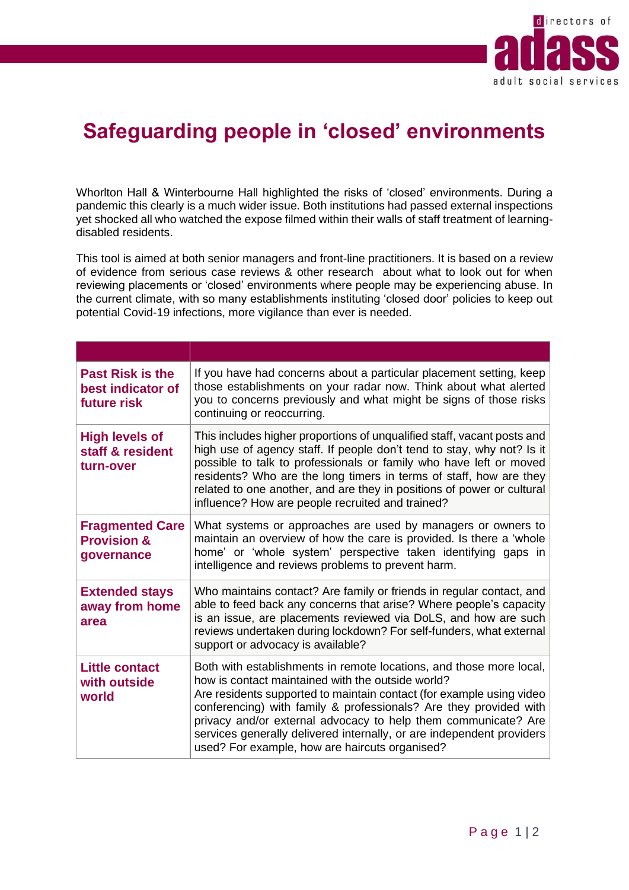# Safeguarding people in 'closed' environments

Whorlton Hall & Winterbourne Hall highlighted the risks of 'closed' environments. During a pandemic this clearly is a much wider issue. Both institutions had passed external inspections yet shocked all who watched the expose filmed within their walls of staff treatment of learning-disabled residents.

This tool is aimed at both senior managers and front-line practitioners. It is based on a review of evidence from serious case reviews & other research about what to look out for when reviewing placements or 'closed' environments where people may be experiencing abuse. In the current climate, with so many establishments instituting 'closed door' policies to keep out potential Covid-19 infections, more vigilance than ever is needed.

| | |
|---|---|
| **Past Risk is the best indicator of future risk** | If you have had concerns about a particular placement setting, keep those establishments on your radar now. Think about what alerted you to concerns previously and what might be signs of those risks continuing or reoccurring. |
| **High levels of staff & resident turn-over** | This includes higher proportions of unqualified staff, vacant posts and high use of agency staff. If people don't tend to stay, why not? Is it possible to talk to professionals or family who have left or moved residents? Who are the long timers in terms of staff, how are they related to one another, and are they in positions of power or cultural influence? How are people recruited and trained? |
| **Fragmented Care Provision & governance** | What systems or approaches are used by managers or owners to maintain an overview of how the care is provided. Is there a 'whole home' or 'whole system' perspective taken identifying gaps in intelligence and reviews problems to prevent harm. |
| **Extended stays away from home area** | Who maintains contact? Are family or friends in regular contact, and able to feed back any concerns that arise? Where people's capacity is an issue, are placements reviewed via DoLS, and how are such reviews undertaken during lockdown? For self-funders, what external support or advocacy is available? |
| **Little contact with outside world** | Both with establishments in remote locations, and those more local, how is contact maintained with the outside world? Are residents supported to maintain contact (for example using video conferencing) with family & professionals? Are they provided with privacy and/or external advocacy to help them communicate? Are services generally delivered internally, or are independent providers used? For example, how are haircuts organised? |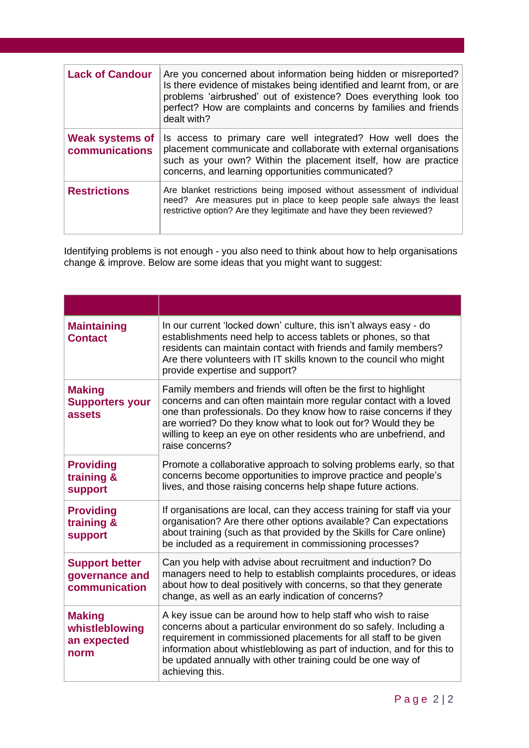| | |
|---|---|
| **Lack of Candour** | Are you concerned about information being hidden or misreported? Is there evidence of mistakes being identified and learnt from, or are problems 'airbrushed' out of existence? Does everything look too perfect? How are complaints and concerns by families and friends dealt with? |
| **Weak systems of communications** | Is access to primary care well integrated? How well does the placement communicate and collaborate with external organisations such as your own? Within the placement itself, how are practice concerns, and learning opportunities communicated? |
| **Restrictions** | Are blanket restrictions being imposed without assessment of individual need? Are measures put in place to keep people safe always the least restrictive option? Are they legitimate and have they been reviewed? |

Identifying problems is not enough - you also need to think about how to help organisations change & improve. Below are some ideas that you might want to suggest:

| | |
|---|---|
| **Maintaining Contact** | In our current 'locked down' culture, this isn't always easy - do establishments need help to access tablets or phones, so that residents can maintain contact with friends and family members? Are there volunteers with IT skills known to the council who might provide expertise and support? |
| **Making Supporters your assets** | Family members and friends will often be the first to highlight concerns and can often maintain more regular contact with a loved one than professionals. Do they know how to raise concerns if they are worried? Do they know what to look out for? Would they be willing to keep an eye on other residents who are unbefriend, and raise concerns? |
| **Providing training & support** | Promote a collaborative approach to solving problems early, so that concerns become opportunities to improve practice and people's lives, and those raising concerns help shape future actions. |
| **Providing training & support** | If organisations are local, can they access training for staff via your organisation? Are there other options available? Can expectations about training (such as that provided by the Skills for Care online) be included as a requirement in commissioning processes? |
| **Support better governance and communication** | Can you help with advise about recruitment and induction? Do managers need to help to establish complaints procedures, or ideas about how to deal positively with concerns, so that they generate change, as well as an early indication of concerns? |
| **Making whistleblowing an expected norm** | A key issue can be around how to help staff who wish to raise concerns about a particular environment do so safely. Including a requirement in commissioned placements for all staff to be given information about whistleblowing as part of induction, and for this to be updated annually with other training could be one way of achieving this. |